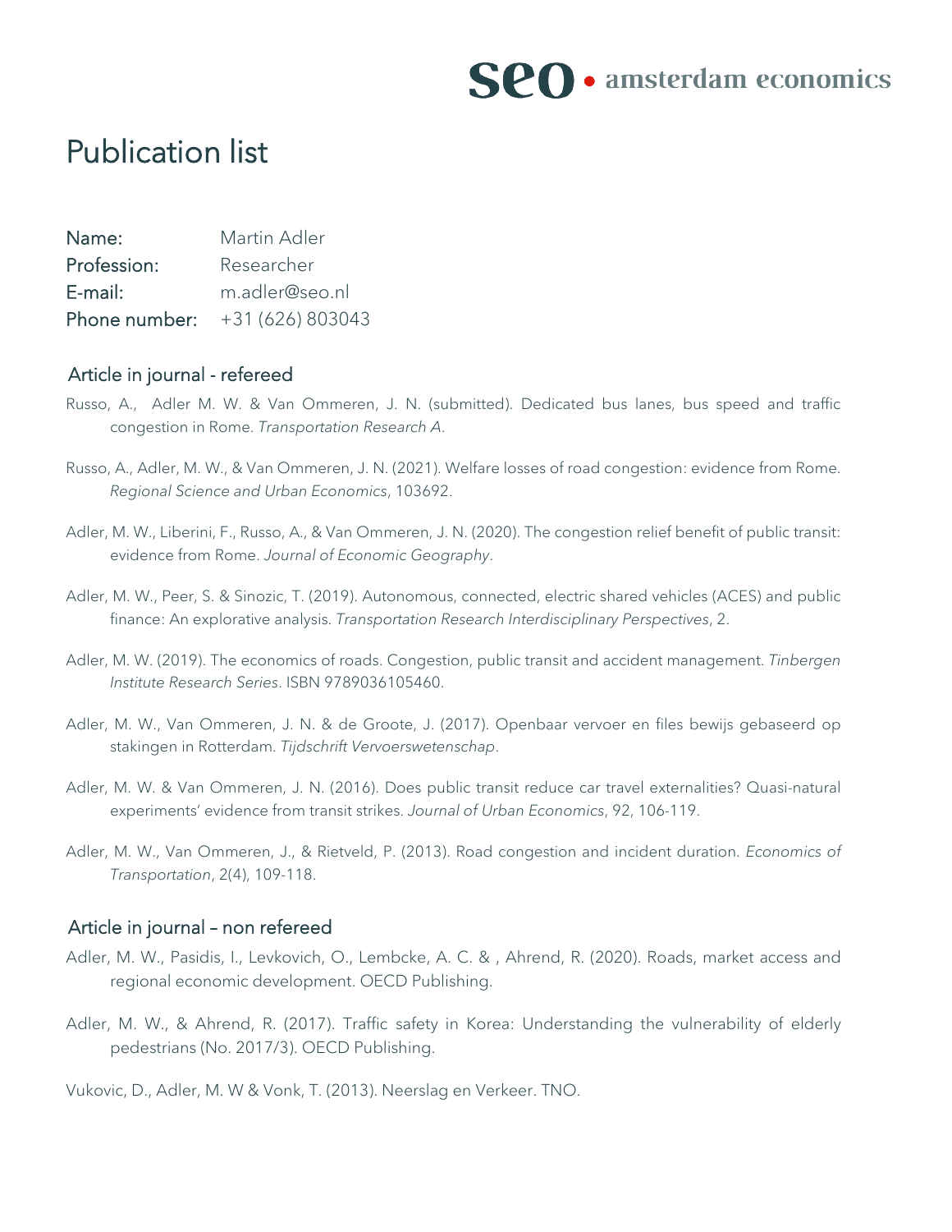# Publication list

| | |
|---|---|
| **Name:** | Martin Adler |
| **Profession:** | Researcher |
| **E-mail:** | m.adler@seo.nl |
| **Phone number:** | +31 (626) 803043 |

## Article in journal - refereed

Russo, A., Adler M. W. & Van Ommeren, J. N. (submitted). Dedicated bus lanes, bus speed and traffic congestion in Rome. *Transportation Research A*.

Russo, A., Adler, M. W., & Van Ommeren, J. N. (2021). Welfare losses of road congestion: evidence from Rome. *Regional Science and Urban Economics*, 103692.

Adler, M. W., Liberini, F., Russo, A., & Van Ommeren, J. N. (2020). The congestion relief benefit of public transit: evidence from Rome. *Journal of Economic Geography*.

Adler, M. W., Peer, S. & Sinozic, T. (2019). Autonomous, connected, electric shared vehicles (ACES) and public finance: An explorative analysis. *Transportation Research Interdisciplinary Perspectives*, 2.

Adler, M. W. (2019). The economics of roads. Congestion, public transit and accident management. *Tinbergen Institute Research Series*. ISBN 9789036105460.

Adler, M. W., Van Ommeren, J. N. & de Groote, J. (2017). Openbaar vervoer en files bewijs gebaseerd op stakingen in Rotterdam. *Tijdschrift Vervoerswetenschap*.

Adler, M. W. & Van Ommeren, J. N. (2016). Does public transit reduce car travel externalities? Quasi-natural experiments' evidence from transit strikes. *Journal of Urban Economics*, 92, 106-119.

Adler, M. W., Van Ommeren, J., & Rietveld, P. (2013). Road congestion and incident duration. *Economics of Transportation*, 2(4), 109-118.

## Article in journal – non refereed

Adler, M. W., Pasidis, I., Levkovich, O., Lembcke, A. C. & , Ahrend, R. (2020). Roads, market access and regional economic development. OECD Publishing.

Adler, M. W., & Ahrend, R. (2017). Traffic safety in Korea: Understanding the vulnerability of elderly pedestrians (No. 2017/3). OECD Publishing.

Vukovic, D., Adler, M. W & Vonk, T. (2013). Neerslag en Verkeer. TNO.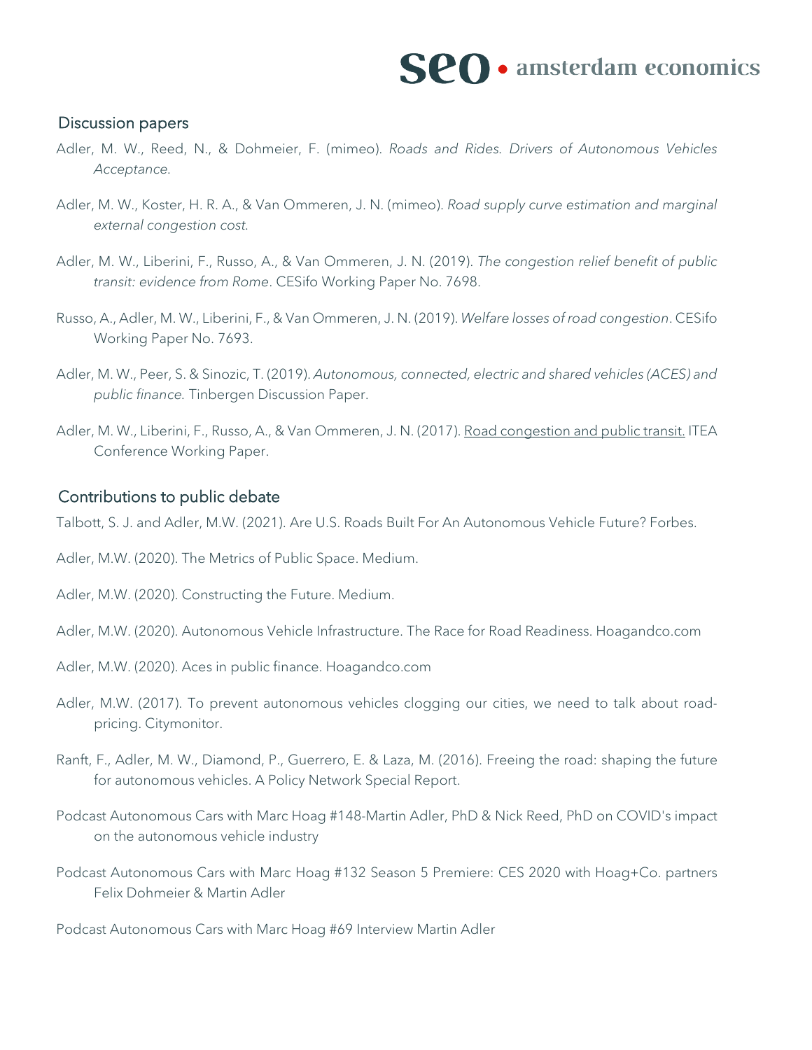## Discussion papers

Adler, M. W., Reed, N., & Dohmeier, F. (mimeo). *Roads and Rides. Drivers of Autonomous Vehicles Acceptance*.

Adler, M. W., Koster, H. R. A., & Van Ommeren, J. N. (mimeo). *Road supply curve estimation and marginal external congestion cost.*

Adler, M. W., Liberini, F., Russo, A., & Van Ommeren, J. N. (2019). *The congestion relief benefit of public transit: evidence from Rome*. CESifo Working Paper No. 7698.

Russo, A., Adler, M. W., Liberini, F., & Van Ommeren, J. N. (2019). *Welfare losses of road congestion*. CESifo Working Paper No. 7693.

Adler, M. W., Peer, S. & Sinozic, T. (2019). *Autonomous, connected, electric and shared vehicles (ACES) and public finance.* Tinbergen Discussion Paper.

Adler, M. W., Liberini, F., Russo, A., & Van Ommeren, J. N. (2017). Road congestion and public transit. ITEA Conference Working Paper.

## Contributions to public debate

Talbott, S. J. and Adler, M.W. (2021). Are U.S. Roads Built For An Autonomous Vehicle Future? Forbes.

Adler, M.W. (2020). The Metrics of Public Space. Medium.

Adler, M.W. (2020). Constructing the Future. Medium.

Adler, M.W. (2020). Autonomous Vehicle Infrastructure. The Race for Road Readiness. Hoagandco.com

Adler, M.W. (2020). Aces in public finance. Hoagandco.com

Adler, M.W. (2017). To prevent autonomous vehicles clogging our cities, we need to talk about road-pricing. Citymonitor.

Ranft, F., Adler, M. W., Diamond, P., Guerrero, E. & Laza, M. (2016). Freeing the road: shaping the future for autonomous vehicles. A Policy Network Special Report.

Podcast Autonomous Cars with Marc Hoag #148-Martin Adler, PhD & Nick Reed, PhD on COVID's impact on the autonomous vehicle industry

Podcast Autonomous Cars with Marc Hoag #132 Season 5 Premiere: CES 2020 with Hoag+Co. partners Felix Dohmeier & Martin Adler

Podcast Autonomous Cars with Marc Hoag #69 Interview Martin Adler